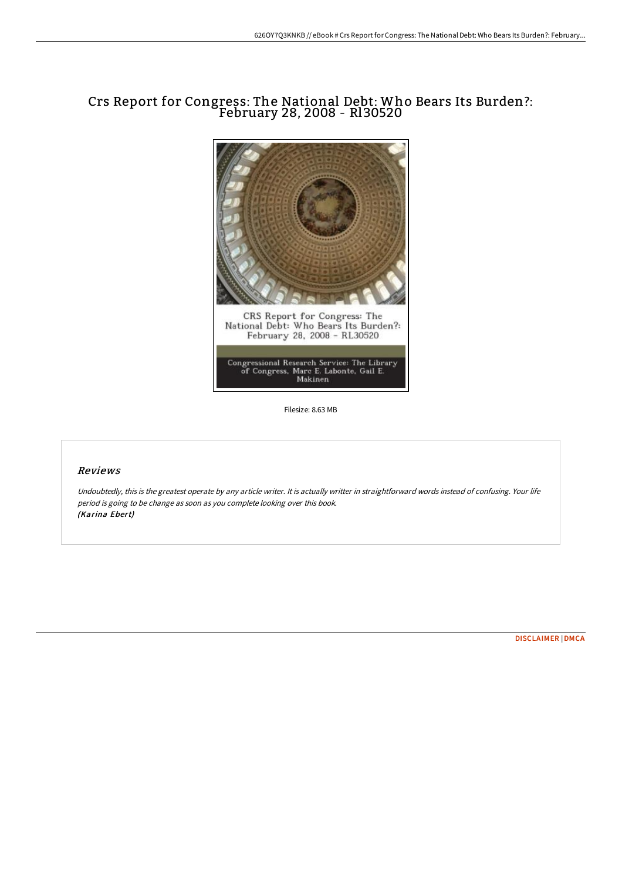# Crs Report for Congress: The National Debt: Who Bears Its Burden?: February 28, 2008 - Rl30520

Filesize: 8.63 MB

## *Reviews*

*Undoubtedly, this is the greatest operate by any article writer. It is actually writter in straightforward words instead of confusing. Your life period is going to be change as soon as you complete looking over this book.*
***(Karina Ebert)***

DISCLAIMER | DMCA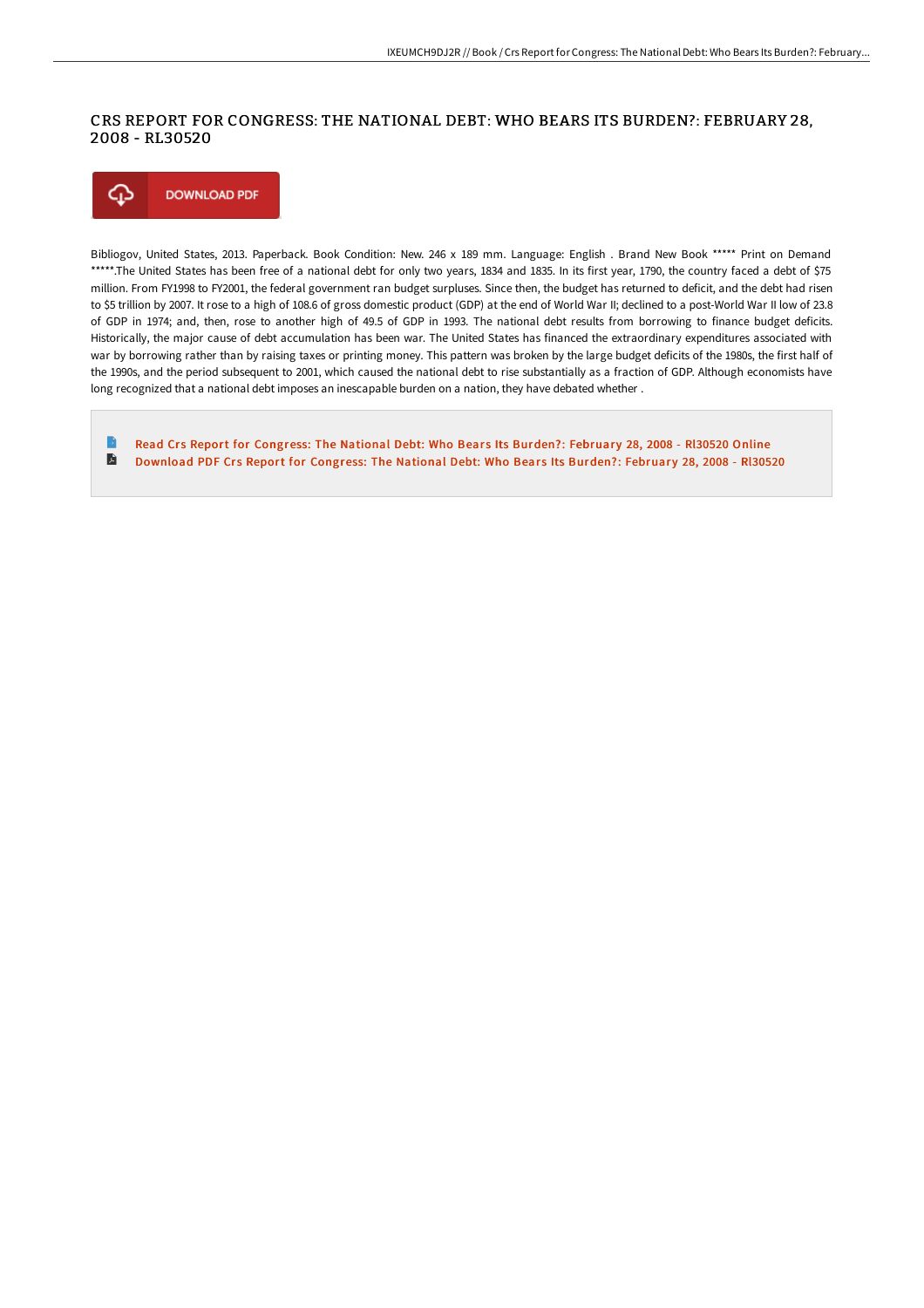# CRS REPORT FOR CONGRESS: THE NATIONAL DEBT: WHO BEARS ITS BURDEN?: FEBRUARY 28, 2008 - RL30520

DOWNLOAD PDF

Bibliogov, United States, 2013. Paperback. Book Condition: New. 246 x 189 mm. Language: English . Brand New Book ***** Print on Demand *****.The United States has been free of a national debt for only two years, 1834 and 1835. In its first year, 1790, the country faced a debt of $75 million. From FY1998 to FY2001, the federal government ran budget surpluses. Since then, the budget has returned to deficit, and the debt had risen to $5 trillion by 2007. It rose to a high of 108.6 of gross domestic product (GDP) at the end of World War II; declined to a post-World War II low of 23.8 of GDP in 1974; and, then, rose to another high of 49.5 of GDP in 1993. The national debt results from borrowing to finance budget deficits. Historically, the major cause of debt accumulation has been war. The United States has financed the extraordinary expenditures associated with war by borrowing rather than by raising taxes or printing money. This pattern was broken by the large budget deficits of the 1980s, the first half of the 1990s, and the period subsequent to 2001, which caused the national debt to rise substantially as a fraction of GDP. Although economists have long recognized that a national debt imposes an inescapable burden on a nation, they have debated whether .

- Read Crs Report for Congress: The National Debt: Who Bears Its Burden?: February 28, 2008 - Rl30520 Online
- Download PDF Crs Report for Congress: The National Debt: Who Bears Its Burden?: February 28, 2008 - Rl30520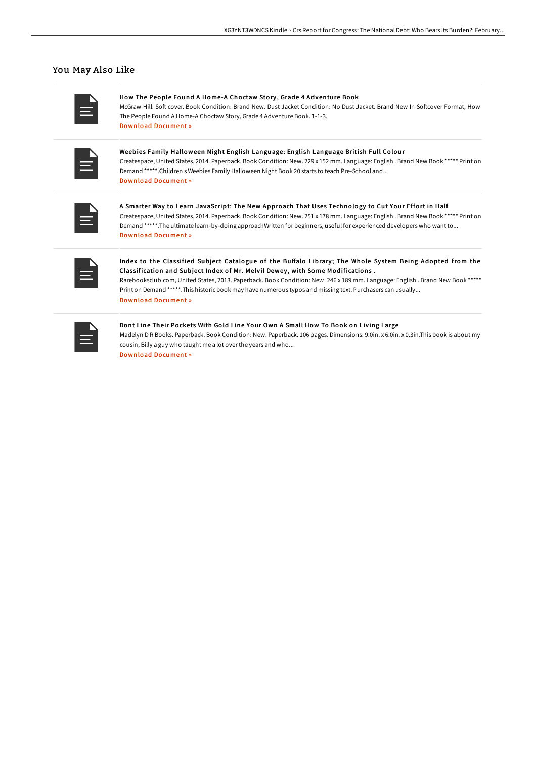## You May Also Like

**How The People Found A Home-A Choctaw Story, Grade 4 Adventure Book**

McGraw Hill. Soft cover. Book Condition: Brand New. Dust Jacket Condition: No Dust Jacket. Brand New In Softcover Format, How The People Found A Home-A Choctaw Story, Grade 4 Adventure Book. 1-1-3.

Download Document »

**Weebies Family Halloween Night English Language: English Language British Full Colour**

Createspace, United States, 2014. Paperback. Book Condition: New. 229 x 152 mm. Language: English . Brand New Book ***** Print on Demand *****.Children s Weebies Family Halloween Night Book 20 starts to teach Pre-School and...

Download Document »

**A Smarter Way to Learn JavaScript: The New Approach That Uses Technology to Cut Your Effort in Half**

Createspace, United States, 2014. Paperback. Book Condition: New. 251 x 178 mm. Language: English . Brand New Book ***** Print on Demand *****.The ultimate learn-by-doing approachWritten for beginners, useful for experienced developers who want to...

Download Document »

**Index to the Classified Subject Catalogue of the Buffalo Library; The Whole System Being Adopted from the Classification and Subject Index of Mr. Melvil Dewey, with Some Modifications .**

Rarebooksclub.com, United States, 2013. Paperback. Book Condition: New. 246 x 189 mm. Language: English . Brand New Book ***** Print on Demand *****.This historic book may have numerous typos and missing text. Purchasers can usually...

Download Document »

**Dont Line Their Pockets With Gold Line Your Own A Small How To Book on Living Large**

Madelyn D R Books. Paperback. Book Condition: New. Paperback. 106 pages. Dimensions: 9.0in. x 6.0in. x 0.3in.This book is about my cousin, Billy a guy who taught me a lot over the years and who...

Download Document »